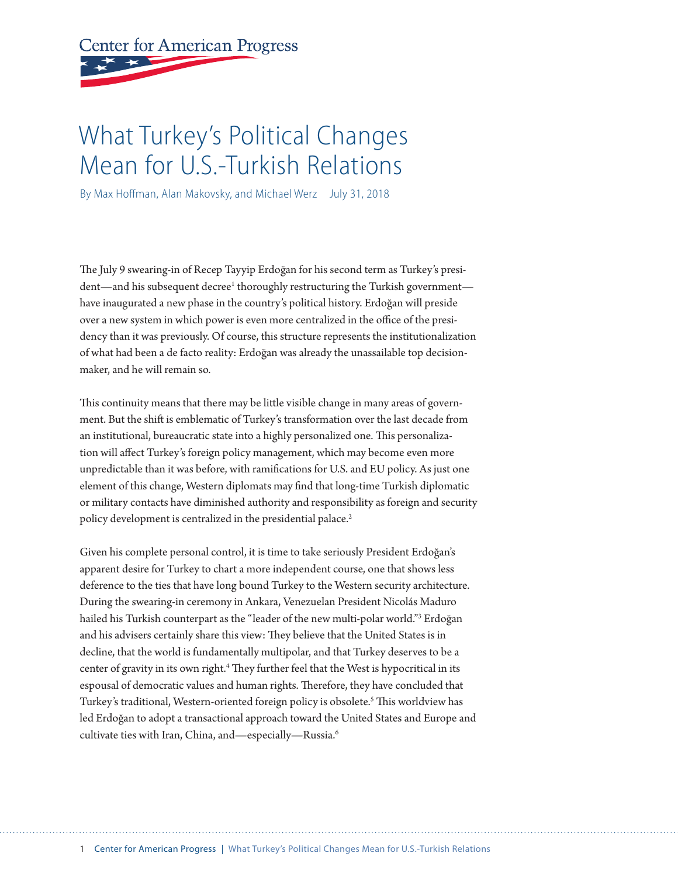Center for American Progress

# What Turkey's Political Changes Mean for U.S.-Turkish Relations

By Max Hoffman, Alan Makovsky, and Michael Werz July 31, 2018

The July 9 swearing-in of Recep Tayyip Erdoğan for his second term as Turkey's president—and his subsequent decree[1] thoroughly restructuring the Turkish government—have inaugurated a new phase in the country's political history. Erdoğan will preside over a new system in which power is even more centralized in the office of the presidency than it was previously. Of course, this structure represents the institutionalization of what had been a de facto reality: Erdoğan was already the unassailable top decision-maker, and he will remain so.

This continuity means that there may be little visible change in many areas of government. But the shift is emblematic of Turkey's transformation over the last decade from an institutional, bureaucratic state into a highly personalized one. This personalization will affect Turkey's foreign policy management, which may become even more unpredictable than it was before, with ramifications for U.S. and EU policy. As just one element of this change, Western diplomats may find that long-time Turkish diplomatic or military contacts have diminished authority and responsibility as foreign and security policy development is centralized in the presidential palace.[2]

Given his complete personal control, it is time to take seriously President Erdoğan's apparent desire for Turkey to chart a more independent course, one that shows less deference to the ties that have long bound Turkey to the Western security architecture. During the swearing-in ceremony in Ankara, Venezuelan President Nicolás Maduro hailed his Turkish counterpart as the "leader of the new multi-polar world."[3] Erdoğan and his advisers certainly share this view: They believe that the United States is in decline, that the world is fundamentally multipolar, and that Turkey deserves to be a center of gravity in its own right.[4] They further feel that the West is hypocritical in its espousal of democratic values and human rights. Therefore, they have concluded that Turkey's traditional, Western-oriented foreign policy is obsolete.[5] This worldview has led Erdoğan to adopt a transactional approach toward the United States and Europe and cultivate ties with Iran, China, and—especially—Russia.[6]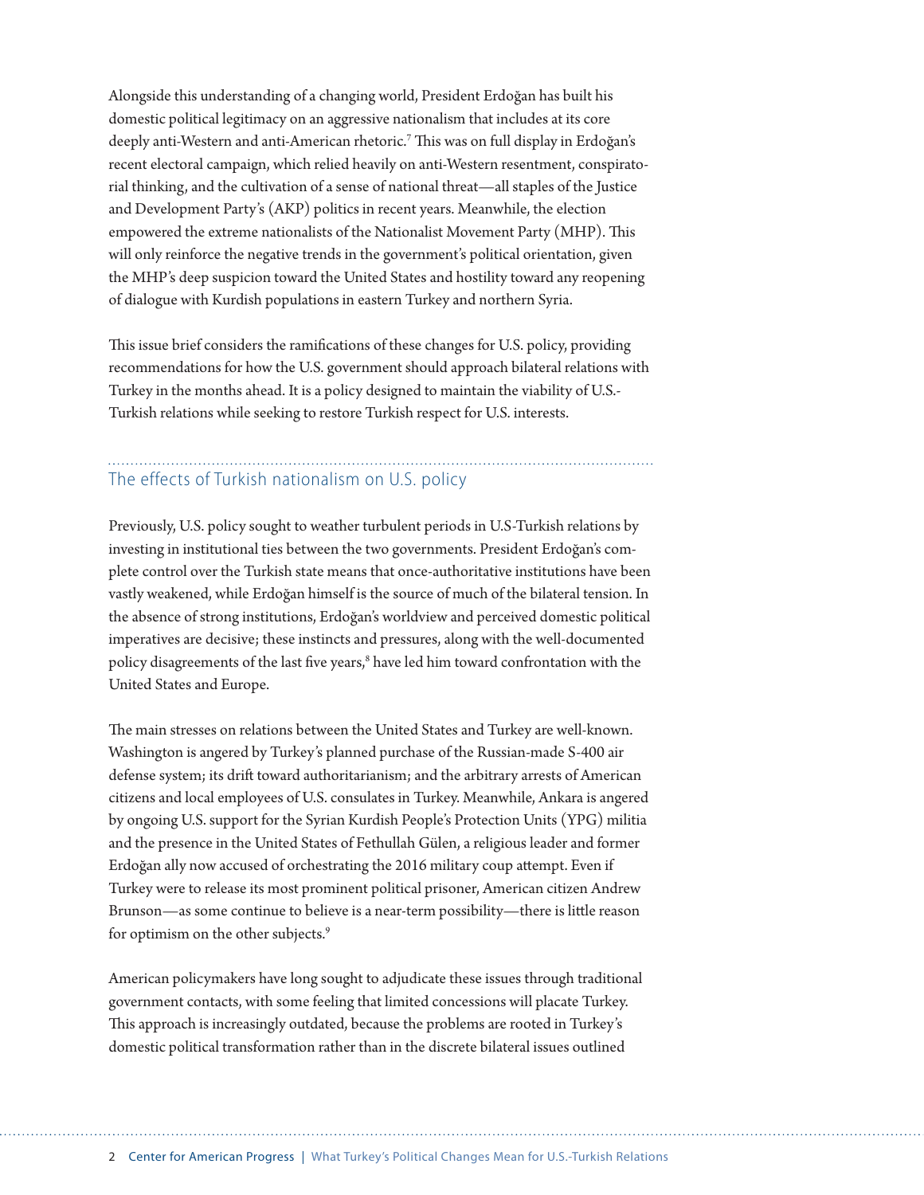Alongside this understanding of a changing world, President Erdoğan has built his domestic political legitimacy on an aggressive nationalism that includes at its core deeply anti-Western and anti-American rhetoric.[7] This was on full display in Erdoğan's recent electoral campaign, which relied heavily on anti-Western resentment, conspiratorial thinking, and the cultivation of a sense of national threat—all staples of the Justice and Development Party's (AKP) politics in recent years. Meanwhile, the election empowered the extreme nationalists of the Nationalist Movement Party (MHP). This will only reinforce the negative trends in the government's political orientation, given the MHP's deep suspicion toward the United States and hostility toward any reopening of dialogue with Kurdish populations in eastern Turkey and northern Syria.

This issue brief considers the ramifications of these changes for U.S. policy, providing recommendations for how the U.S. government should approach bilateral relations with Turkey in the months ahead. It is a policy designed to maintain the viability of U.S.-Turkish relations while seeking to restore Turkish respect for U.S. interests.

## The effects of Turkish nationalism on U.S. policy

Previously, U.S. policy sought to weather turbulent periods in U.S-Turkish relations by investing in institutional ties between the two governments. President Erdoğan's complete control over the Turkish state means that once-authoritative institutions have been vastly weakened, while Erdoğan himself is the source of much of the bilateral tension. In the absence of strong institutions, Erdoğan's worldview and perceived domestic political imperatives are decisive; these instincts and pressures, along with the well-documented policy disagreements of the last five years,[8] have led him toward confrontation with the United States and Europe.

The main stresses on relations between the United States and Turkey are well-known. Washington is angered by Turkey's planned purchase of the Russian-made S-400 air defense system; its drift toward authoritarianism; and the arbitrary arrests of American citizens and local employees of U.S. consulates in Turkey. Meanwhile, Ankara is angered by ongoing U.S. support for the Syrian Kurdish People's Protection Units (YPG) militia and the presence in the United States of Fethullah Gülen, a religious leader and former Erdoğan ally now accused of orchestrating the 2016 military coup attempt. Even if Turkey were to release its most prominent political prisoner, American citizen Andrew Brunson—as some continue to believe is a near-term possibility—there is little reason for optimism on the other subjects.[9]

American policymakers have long sought to adjudicate these issues through traditional government contacts, with some feeling that limited concessions will placate Turkey. This approach is increasingly outdated, because the problems are rooted in Turkey's domestic political transformation rather than in the discrete bilateral issues outlined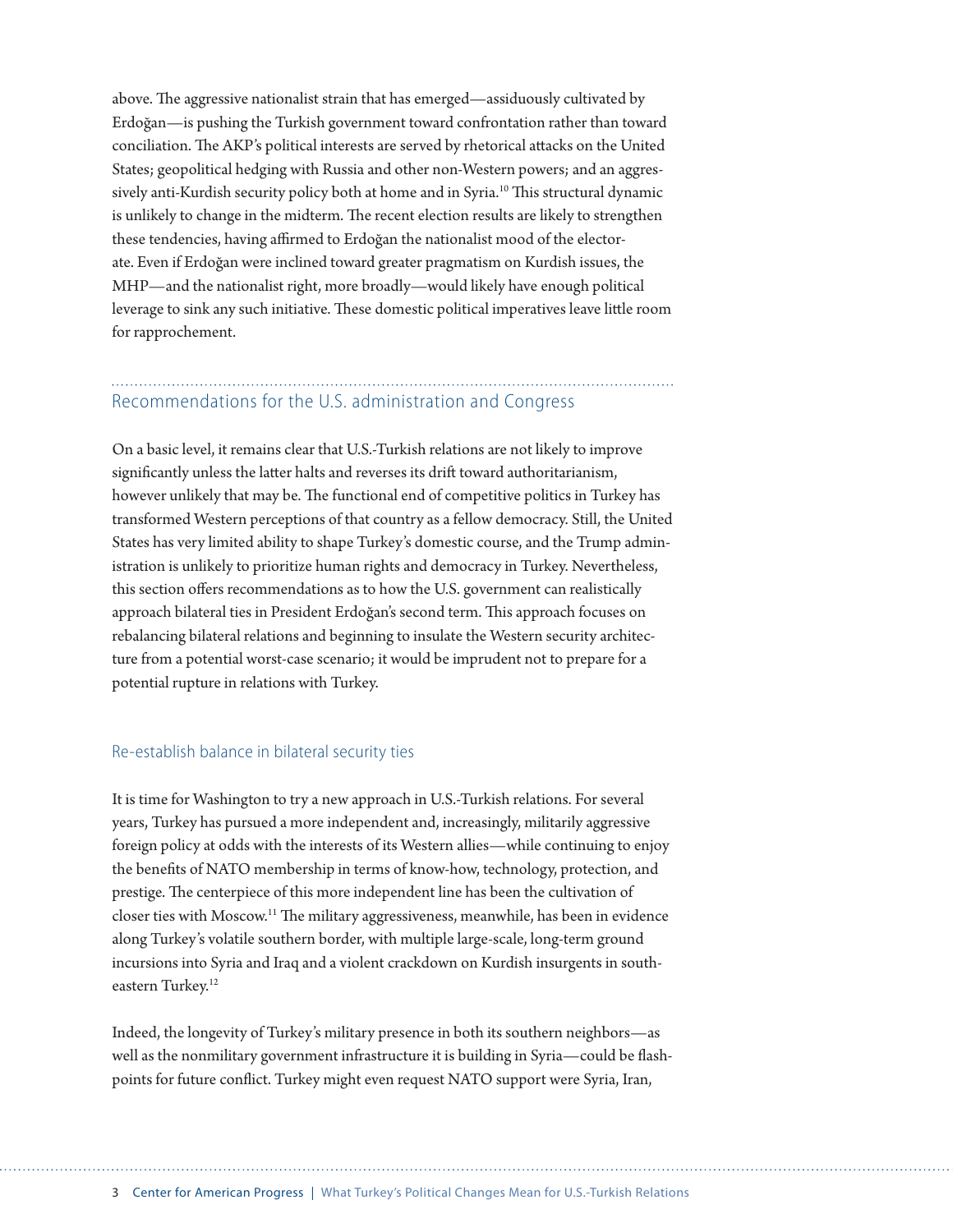above. The aggressive nationalist strain that has emerged—assiduously cultivated by Erdoğan—is pushing the Turkish government toward confrontation rather than toward conciliation. The AKP's political interests are served by rhetorical attacks on the United States; geopolitical hedging with Russia and other non-Western powers; and an aggressively anti-Kurdish security policy both at home and in Syria.[10] This structural dynamic is unlikely to change in the midterm. The recent election results are likely to strengthen these tendencies, having affirmed to Erdoğan the nationalist mood of the electorate. Even if Erdoğan were inclined toward greater pragmatism on Kurdish issues, the MHP—and the nationalist right, more broadly—would likely have enough political leverage to sink any such initiative. These domestic political imperatives leave little room for rapprochement.

## Recommendations for the U.S. administration and Congress

On a basic level, it remains clear that U.S.-Turkish relations are not likely to improve significantly unless the latter halts and reverses its drift toward authoritarianism, however unlikely that may be. The functional end of competitive politics in Turkey has transformed Western perceptions of that country as a fellow democracy. Still, the United States has very limited ability to shape Turkey's domestic course, and the Trump administration is unlikely to prioritize human rights and democracy in Turkey. Nevertheless, this section offers recommendations as to how the U.S. government can realistically approach bilateral ties in President Erdoğan's second term. This approach focuses on rebalancing bilateral relations and beginning to insulate the Western security architecture from a potential worst-case scenario; it would be imprudent not to prepare for a potential rupture in relations with Turkey.

### Re-establish balance in bilateral security ties

It is time for Washington to try a new approach in U.S.-Turkish relations. For several years, Turkey has pursued a more independent and, increasingly, militarily aggressive foreign policy at odds with the interests of its Western allies—while continuing to enjoy the benefits of NATO membership in terms of know-how, technology, protection, and prestige. The centerpiece of this more independent line has been the cultivation of closer ties with Moscow.[11] The military aggressiveness, meanwhile, has been in evidence along Turkey's volatile southern border, with multiple large-scale, long-term ground incursions into Syria and Iraq and a violent crackdown on Kurdish insurgents in southeastern Turkey.[12]

Indeed, the longevity of Turkey's military presence in both its southern neighbors—as well as the nonmilitary government infrastructure it is building in Syria—could be flashpoints for future conflict. Turkey might even request NATO support were Syria, Iran,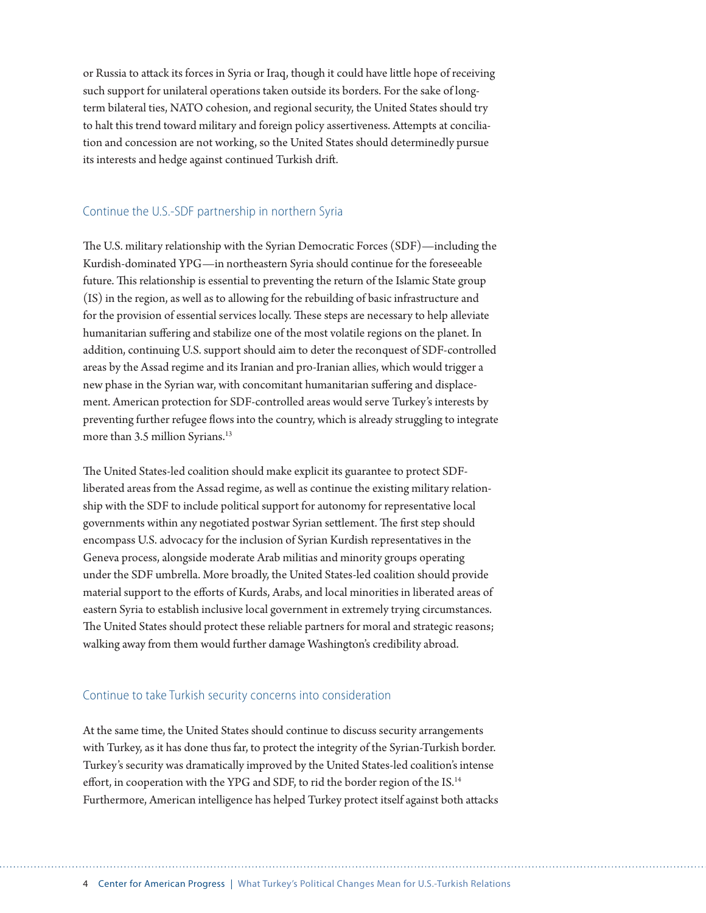or Russia to attack its forces in Syria or Iraq, though it could have little hope of receiving such support for unilateral operations taken outside its borders. For the sake of long-term bilateral ties, NATO cohesion, and regional security, the United States should try to halt this trend toward military and foreign policy assertiveness. Attempts at conciliation and concession are not working, so the United States should determinedly pursue its interests and hedge against continued Turkish drift.

### Continue the U.S.-SDF partnership in northern Syria

The U.S. military relationship with the Syrian Democratic Forces (SDF)—including the Kurdish-dominated YPG—in northeastern Syria should continue for the foreseeable future. This relationship is essential to preventing the return of the Islamic State group (IS) in the region, as well as to allowing for the rebuilding of basic infrastructure and for the provision of essential services locally. These steps are necessary to help alleviate humanitarian suffering and stabilize one of the most volatile regions on the planet. In addition, continuing U.S. support should aim to deter the reconquest of SDF-controlled areas by the Assad regime and its Iranian and pro-Iranian allies, which would trigger a new phase in the Syrian war, with concomitant humanitarian suffering and displacement. American protection for SDF-controlled areas would serve Turkey's interests by preventing further refugee flows into the country, which is already struggling to integrate more than 3.5 million Syrians.[13]

The United States-led coalition should make explicit its guarantee to protect SDF-liberated areas from the Assad regime, as well as continue the existing military relationship with the SDF to include political support for autonomy for representative local governments within any negotiated postwar Syrian settlement. The first step should encompass U.S. advocacy for the inclusion of Syrian Kurdish representatives in the Geneva process, alongside moderate Arab militias and minority groups operating under the SDF umbrella. More broadly, the United States-led coalition should provide material support to the efforts of Kurds, Arabs, and local minorities in liberated areas of eastern Syria to establish inclusive local government in extremely trying circumstances. The United States should protect these reliable partners for moral and strategic reasons; walking away from them would further damage Washington's credibility abroad.

### Continue to take Turkish security concerns into consideration

At the same time, the United States should continue to discuss security arrangements with Turkey, as it has done thus far, to protect the integrity of the Syrian-Turkish border. Turkey's security was dramatically improved by the United States-led coalition's intense effort, in cooperation with the YPG and SDF, to rid the border region of the IS.[14] Furthermore, American intelligence has helped Turkey protect itself against both attacks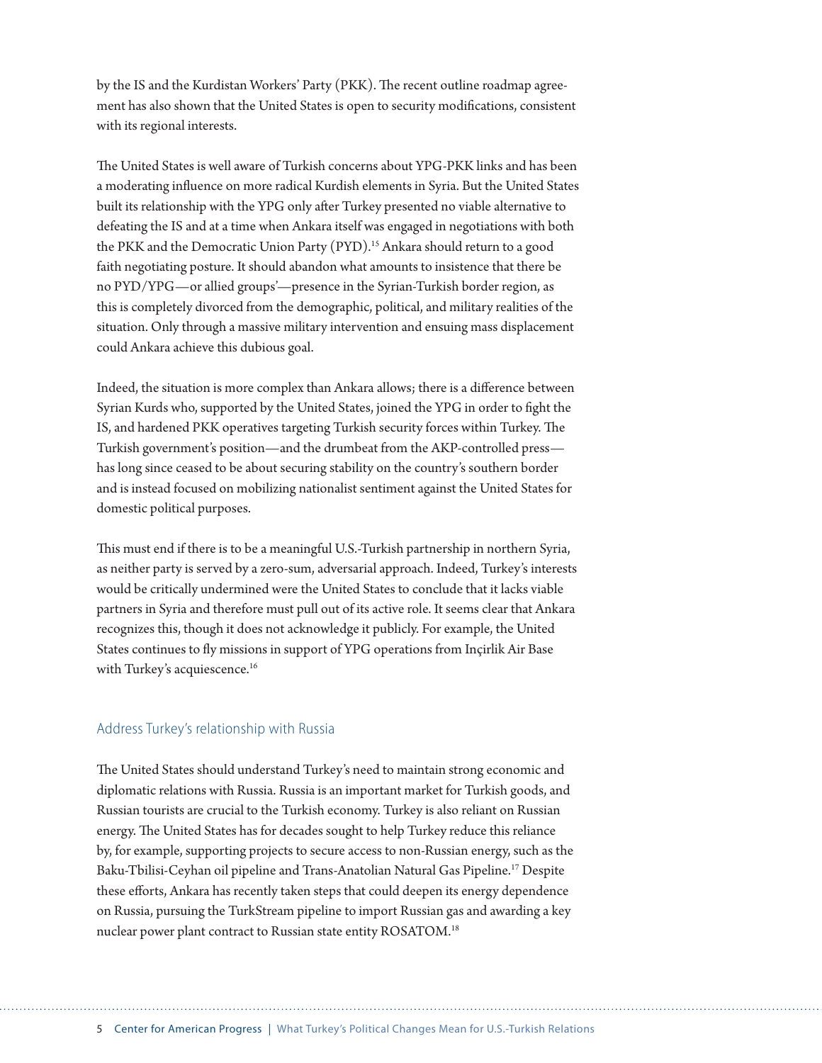by the IS and the Kurdistan Workers' Party (PKK). The recent outline roadmap agreement has also shown that the United States is open to security modifications, consistent with its regional interests.

The United States is well aware of Turkish concerns about YPG-PKK links and has been a moderating influence on more radical Kurdish elements in Syria. But the United States built its relationship with the YPG only after Turkey presented no viable alternative to defeating the IS and at a time when Ankara itself was engaged in negotiations with both the PKK and the Democratic Union Party (PYD).[15] Ankara should return to a good faith negotiating posture. It should abandon what amounts to insistence that there be no PYD/YPG—or allied groups'—presence in the Syrian-Turkish border region, as this is completely divorced from the demographic, political, and military realities of the situation. Only through a massive military intervention and ensuing mass displacement could Ankara achieve this dubious goal.

Indeed, the situation is more complex than Ankara allows; there is a difference between Syrian Kurds who, supported by the United States, joined the YPG in order to fight the IS, and hardened PKK operatives targeting Turkish security forces within Turkey. The Turkish government's position—and the drumbeat from the AKP-controlled press—has long since ceased to be about securing stability on the country's southern border and is instead focused on mobilizing nationalist sentiment against the United States for domestic political purposes.

This must end if there is to be a meaningful U.S.-Turkish partnership in northern Syria, as neither party is served by a zero-sum, adversarial approach. Indeed, Turkey's interests would be critically undermined were the United States to conclude that it lacks viable partners in Syria and therefore must pull out of its active role. It seems clear that Ankara recognizes this, though it does not acknowledge it publicly. For example, the United States continues to fly missions in support of YPG operations from Inçirlik Air Base with Turkey's acquiescence.[16]

## Address Turkey's relationship with Russia

The United States should understand Turkey's need to maintain strong economic and diplomatic relations with Russia. Russia is an important market for Turkish goods, and Russian tourists are crucial to the Turkish economy. Turkey is also reliant on Russian energy. The United States has for decades sought to help Turkey reduce this reliance by, for example, supporting projects to secure access to non-Russian energy, such as the Baku-Tbilisi-Ceyhan oil pipeline and Trans-Anatolian Natural Gas Pipeline.[17] Despite these efforts, Ankara has recently taken steps that could deepen its energy dependence on Russia, pursuing the TurkStream pipeline to import Russian gas and awarding a key nuclear power plant contract to Russian state entity ROSATOM.[18]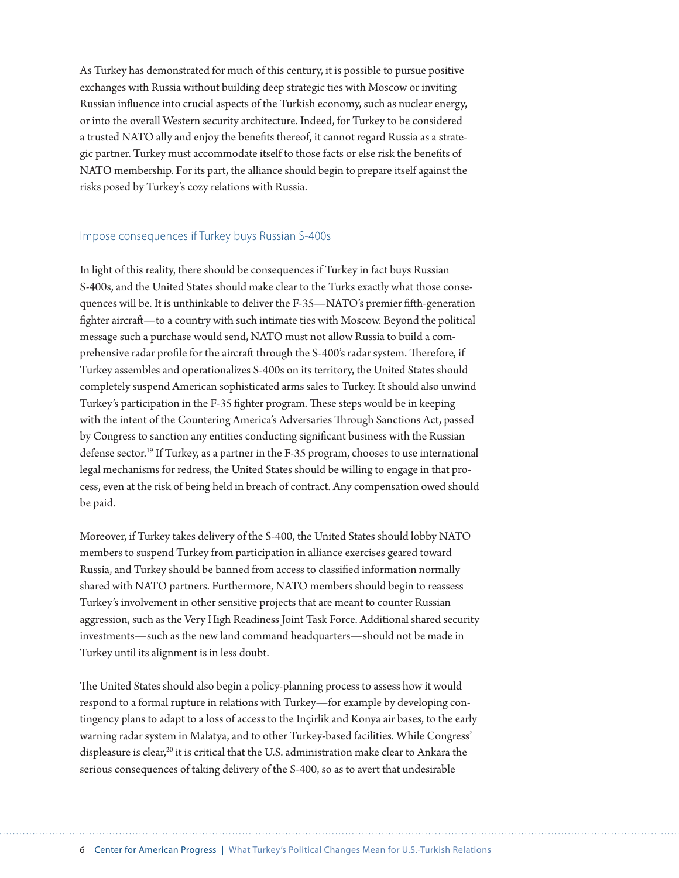As Turkey has demonstrated for much of this century, it is possible to pursue positive exchanges with Russia without building deep strategic ties with Moscow or inviting Russian influence into crucial aspects of the Turkish economy, such as nuclear energy, or into the overall Western security architecture. Indeed, for Turkey to be considered a trusted NATO ally and enjoy the benefits thereof, it cannot regard Russia as a strategic partner. Turkey must accommodate itself to those facts or else risk the benefits of NATO membership. For its part, the alliance should begin to prepare itself against the risks posed by Turkey's cozy relations with Russia.

### Impose consequences if Turkey buys Russian S-400s

In light of this reality, there should be consequences if Turkey in fact buys Russian S-400s, and the United States should make clear to the Turks exactly what those consequences will be. It is unthinkable to deliver the F-35—NATO's premier fifth-generation fighter aircraft—to a country with such intimate ties with Moscow. Beyond the political message such a purchase would send, NATO must not allow Russia to build a comprehensive radar profile for the aircraft through the S-400's radar system. Therefore, if Turkey assembles and operationalizes S-400s on its territory, the United States should completely suspend American sophisticated arms sales to Turkey. It should also unwind Turkey's participation in the F-35 fighter program. These steps would be in keeping with the intent of the Countering America's Adversaries Through Sanctions Act, passed by Congress to sanction any entities conducting significant business with the Russian defense sector.[19] If Turkey, as a partner in the F-35 program, chooses to use international legal mechanisms for redress, the United States should be willing to engage in that process, even at the risk of being held in breach of contract. Any compensation owed should be paid.

Moreover, if Turkey takes delivery of the S-400, the United States should lobby NATO members to suspend Turkey from participation in alliance exercises geared toward Russia, and Turkey should be banned from access to classified information normally shared with NATO partners. Furthermore, NATO members should begin to reassess Turkey's involvement in other sensitive projects that are meant to counter Russian aggression, such as the Very High Readiness Joint Task Force. Additional shared security investments—such as the new land command headquarters—should not be made in Turkey until its alignment is in less doubt.

The United States should also begin a policy-planning process to assess how it would respond to a formal rupture in relations with Turkey—for example by developing contingency plans to adapt to a loss of access to the Inçirlik and Konya air bases, to the early warning radar system in Malatya, and to other Turkey-based facilities. While Congress' displeasure is clear,[20] it is critical that the U.S. administration make clear to Ankara the serious consequences of taking delivery of the S-400, so as to avert that undesirable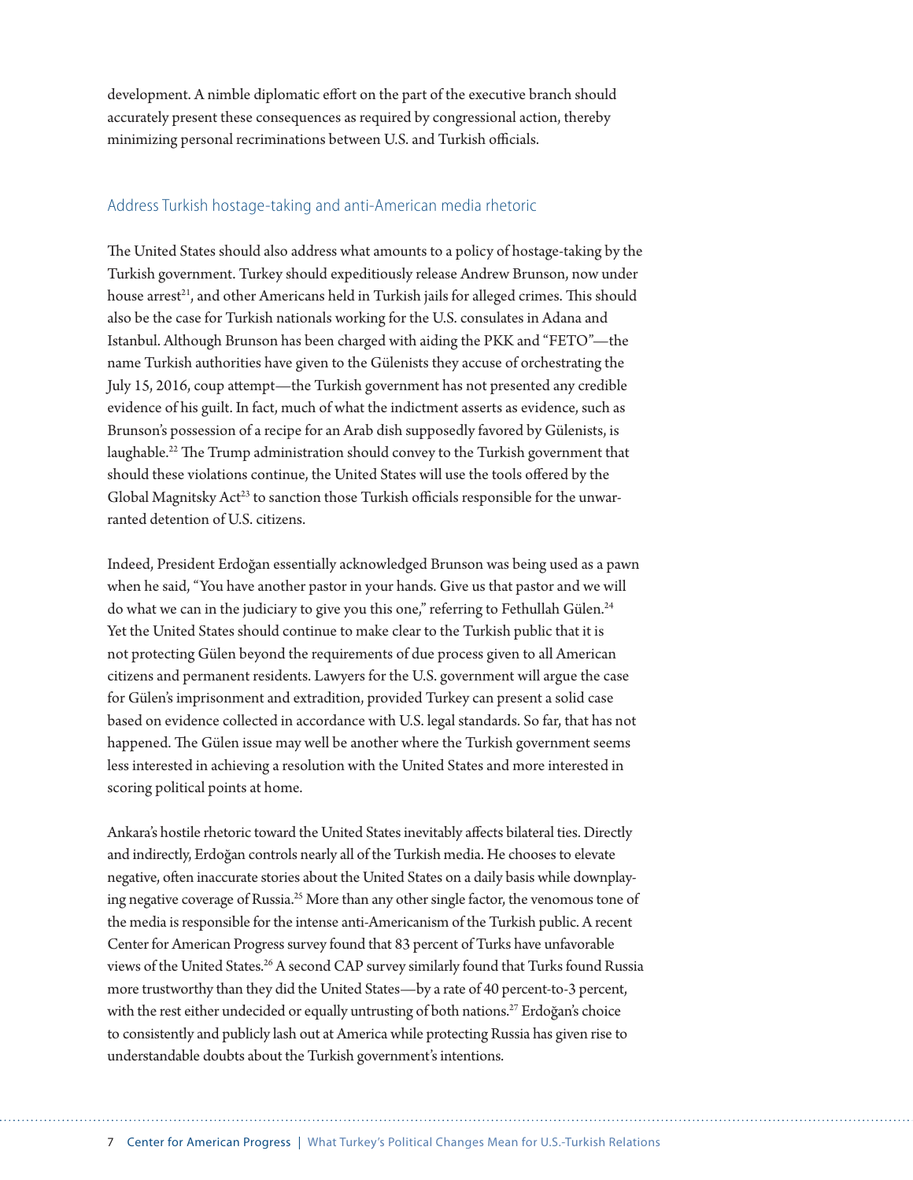development. A nimble diplomatic effort on the part of the executive branch should accurately present these consequences as required by congressional action, thereby minimizing personal recriminations between U.S. and Turkish officials.

## Address Turkish hostage-taking and anti-American media rhetoric

The United States should also address what amounts to a policy of hostage-taking by the Turkish government. Turkey should expeditiously release Andrew Brunson, now under house arrest[21], and other Americans held in Turkish jails for alleged crimes. This should also be the case for Turkish nationals working for the U.S. consulates in Adana and Istanbul. Although Brunson has been charged with aiding the PKK and "FETO"—the name Turkish authorities have given to the Gülenists they accuse of orchestrating the July 15, 2016, coup attempt—the Turkish government has not presented any credible evidence of his guilt. In fact, much of what the indictment asserts as evidence, such as Brunson's possession of a recipe for an Arab dish supposedly favored by Gülenists, is laughable.[22] The Trump administration should convey to the Turkish government that should these violations continue, the United States will use the tools offered by the Global Magnitsky Act[23] to sanction those Turkish officials responsible for the unwarranted detention of U.S. citizens.

Indeed, President Erdoğan essentially acknowledged Brunson was being used as a pawn when he said, "You have another pastor in your hands. Give us that pastor and we will do what we can in the judiciary to give you this one," referring to Fethullah Gülen.[24] Yet the United States should continue to make clear to the Turkish public that it is not protecting Gülen beyond the requirements of due process given to all American citizens and permanent residents. Lawyers for the U.S. government will argue the case for Gülen's imprisonment and extradition, provided Turkey can present a solid case based on evidence collected in accordance with U.S. legal standards. So far, that has not happened. The Gülen issue may well be another where the Turkish government seems less interested in achieving a resolution with the United States and more interested in scoring political points at home.

Ankara's hostile rhetoric toward the United States inevitably affects bilateral ties. Directly and indirectly, Erdoğan controls nearly all of the Turkish media. He chooses to elevate negative, often inaccurate stories about the United States on a daily basis while downplaying negative coverage of Russia.[25] More than any other single factor, the venomous tone of the media is responsible for the intense anti-Americanism of the Turkish public. A recent Center for American Progress survey found that 83 percent of Turks have unfavorable views of the United States.[26] A second CAP survey similarly found that Turks found Russia more trustworthy than they did the United States—by a rate of 40 percent-to-3 percent, with the rest either undecided or equally untrusting of both nations.[27] Erdoğan's choice to consistently and publicly lash out at America while protecting Russia has given rise to understandable doubts about the Turkish government's intentions.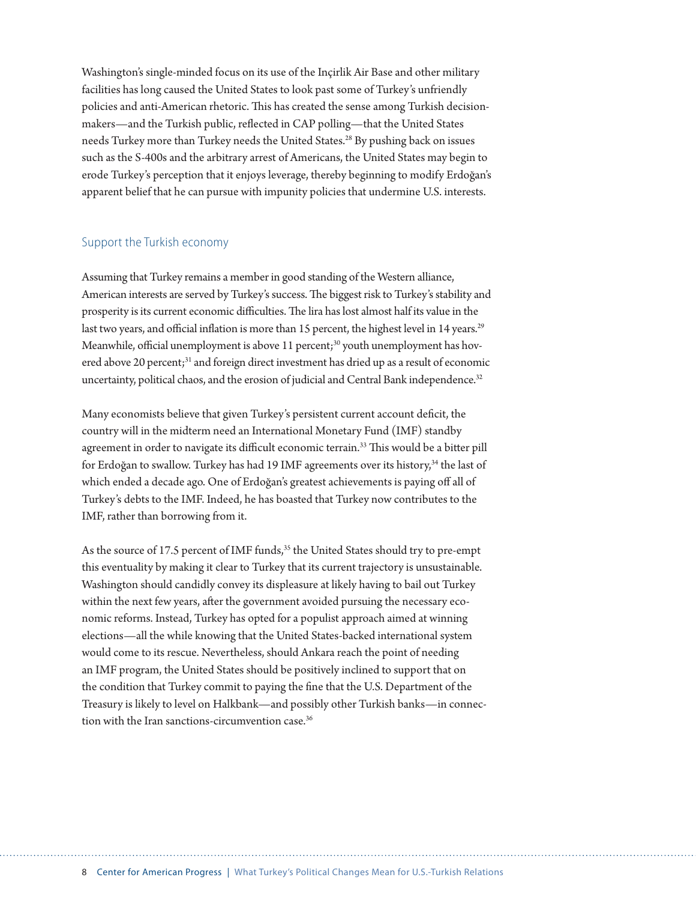Washington's single-minded focus on its use of the Inçirlik Air Base and other military facilities has long caused the United States to look past some of Turkey's unfriendly policies and anti-American rhetoric. This has created the sense among Turkish decision-makers—and the Turkish public, reflected in CAP polling—that the United States needs Turkey more than Turkey needs the United States.[28] By pushing back on issues such as the S-400s and the arbitrary arrest of Americans, the United States may begin to erode Turkey's perception that it enjoys leverage, thereby beginning to modify Erdoğan's apparent belief that he can pursue with impunity policies that undermine U.S. interests.

## Support the Turkish economy

Assuming that Turkey remains a member in good standing of the Western alliance, American interests are served by Turkey's success. The biggest risk to Turkey's stability and prosperity is its current economic difficulties. The lira has lost almost half its value in the last two years, and official inflation is more than 15 percent, the highest level in 14 years.[29] Meanwhile, official unemployment is above 11 percent;[30] youth unemployment has hovered above 20 percent;[31] and foreign direct investment has dried up as a result of economic uncertainty, political chaos, and the erosion of judicial and Central Bank independence.[32]

Many economists believe that given Turkey's persistent current account deficit, the country will in the midterm need an International Monetary Fund (IMF) standby agreement in order to navigate its difficult economic terrain.[33] This would be a bitter pill for Erdoğan to swallow. Turkey has had 19 IMF agreements over its history,[34] the last of which ended a decade ago. One of Erdoğan's greatest achievements is paying off all of Turkey's debts to the IMF. Indeed, he has boasted that Turkey now contributes to the IMF, rather than borrowing from it.

As the source of 17.5 percent of IMF funds,[35] the United States should try to pre-empt this eventuality by making it clear to Turkey that its current trajectory is unsustainable. Washington should candidly convey its displeasure at likely having to bail out Turkey within the next few years, after the government avoided pursuing the necessary economic reforms. Instead, Turkey has opted for a populist approach aimed at winning elections—all the while knowing that the United States-backed international system would come to its rescue. Nevertheless, should Ankara reach the point of needing an IMF program, the United States should be positively inclined to support that on the condition that Turkey commit to paying the fine that the U.S. Department of the Treasury is likely to level on Halkbank—and possibly other Turkish banks—in connection with the Iran sanctions-circumvention case.[36]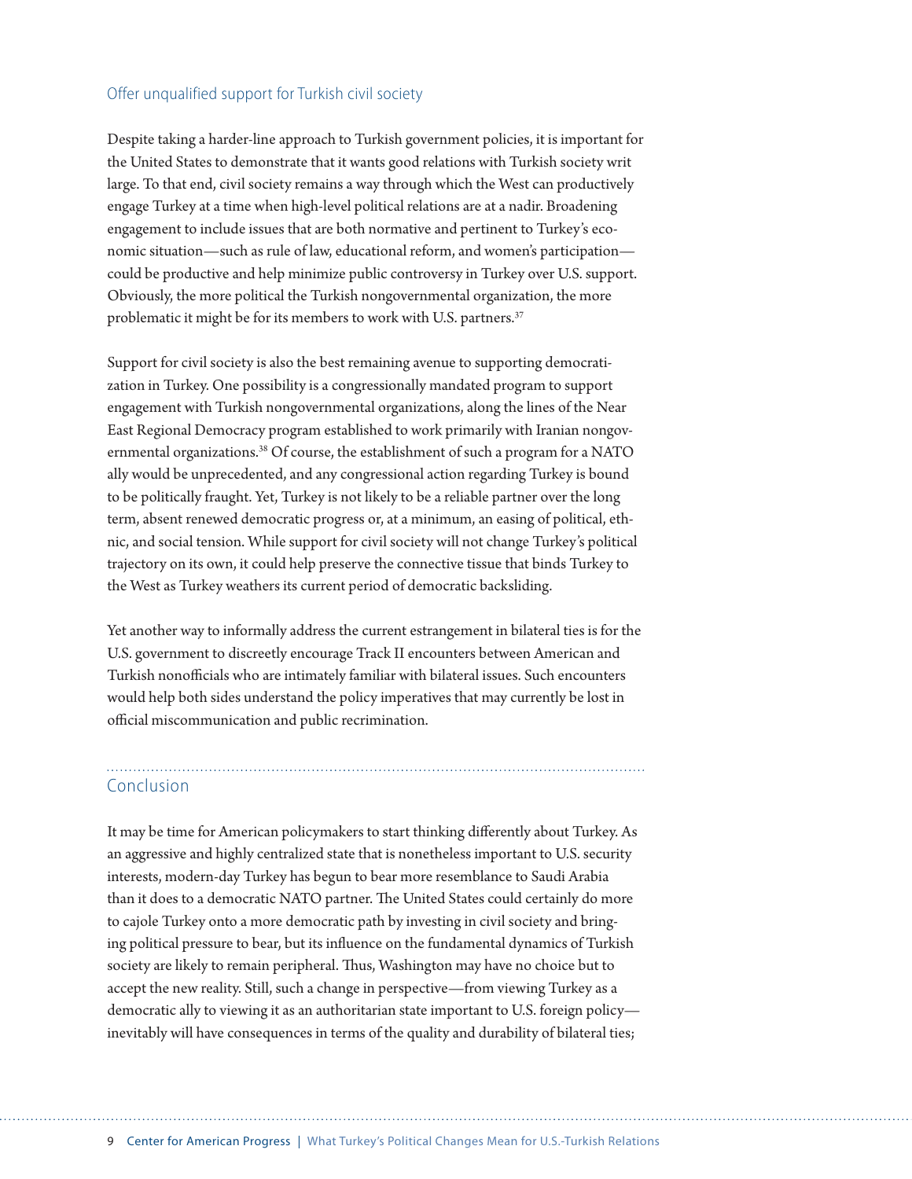### Offer unqualified support for Turkish civil society

Despite taking a harder-line approach to Turkish government policies, it is important for the United States to demonstrate that it wants good relations with Turkish society writ large. To that end, civil society remains a way through which the West can productively engage Turkey at a time when high-level political relations are at a nadir. Broadening engagement to include issues that are both normative and pertinent to Turkey's economic situation—such as rule of law, educational reform, and women's participation—could be productive and help minimize public controversy in Turkey over U.S. support. Obviously, the more political the Turkish nongovernmental organization, the more problematic it might be for its members to work with U.S. partners.[37]

Support for civil society is also the best remaining avenue to supporting democratization in Turkey. One possibility is a congressionally mandated program to support engagement with Turkish nongovernmental organizations, along the lines of the Near East Regional Democracy program established to work primarily with Iranian nongovernmental organizations.[38] Of course, the establishment of such a program for a NATO ally would be unprecedented, and any congressional action regarding Turkey is bound to be politically fraught. Yet, Turkey is not likely to be a reliable partner over the long term, absent renewed democratic progress or, at a minimum, an easing of political, ethnic, and social tension. While support for civil society will not change Turkey's political trajectory on its own, it could help preserve the connective tissue that binds Turkey to the West as Turkey weathers its current period of democratic backsliding.

Yet another way to informally address the current estrangement in bilateral ties is for the U.S. government to discreetly encourage Track II encounters between American and Turkish nonofficials who are intimately familiar with bilateral issues. Such encounters would help both sides understand the policy imperatives that may currently be lost in official miscommunication and public recrimination.

## Conclusion

It may be time for American policymakers to start thinking differently about Turkey. As an aggressive and highly centralized state that is nonetheless important to U.S. security interests, modern-day Turkey has begun to bear more resemblance to Saudi Arabia than it does to a democratic NATO partner. The United States could certainly do more to cajole Turkey onto a more democratic path by investing in civil society and bringing political pressure to bear, but its influence on the fundamental dynamics of Turkish society are likely to remain peripheral. Thus, Washington may have no choice but to accept the new reality. Still, such a change in perspective—from viewing Turkey as a democratic ally to viewing it as an authoritarian state important to U.S. foreign policy—inevitably will have consequences in terms of the quality and durability of bilateral ties;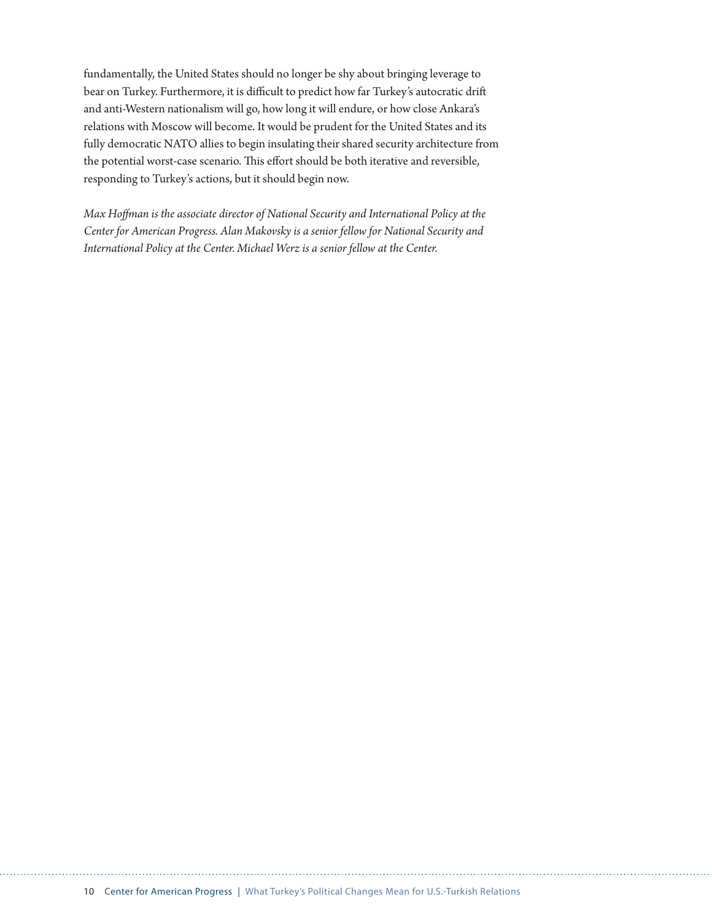fundamentally, the United States should no longer be shy about bringing leverage to bear on Turkey. Furthermore, it is difficult to predict how far Turkey's autocratic drift and anti-Western nationalism will go, how long it will endure, or how close Ankara's relations with Moscow will become. It would be prudent for the United States and its fully democratic NATO allies to begin insulating their shared security architecture from the potential worst-case scenario. This effort should be both iterative and reversible, responding to Turkey's actions, but it should begin now.

*Max Hoffman is the associate director of National Security and International Policy at the Center for American Progress. Alan Makovsky is a senior fellow for National Security and International Policy at the Center. Michael Werz is a senior fellow at the Center.*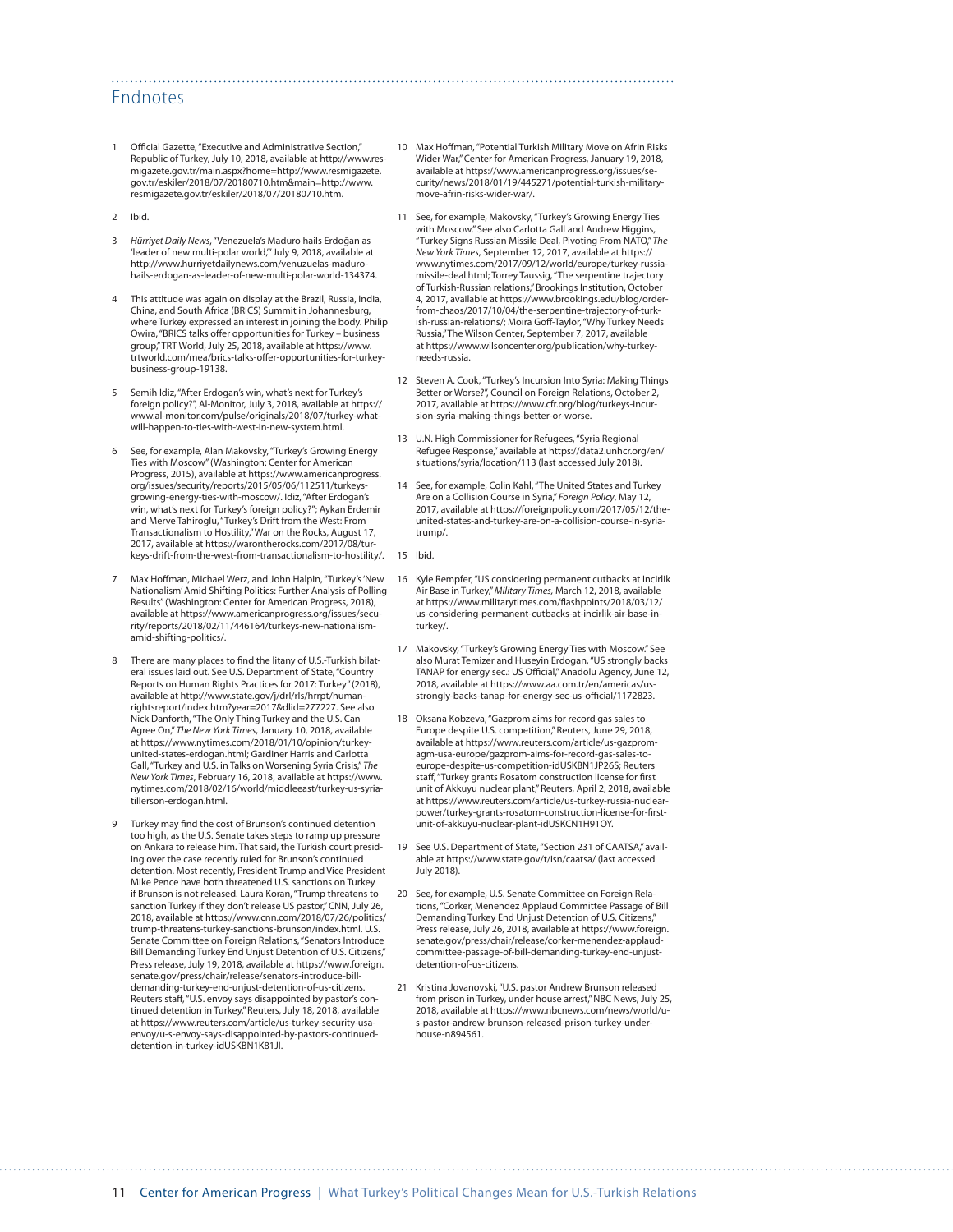# Endnotes

1. Official Gazette, "Executive and Administrative Section," Republic of Turkey, July 10, 2018, available at http://www.resmigazete.gov.tr/main.aspx?home=http://www.resmigazete.gov.tr/eskiler/2018/07/20180710.htm&main=http://www.resmigazete.gov.tr/eskiler/2018/07/20180710.htm.

2. Ibid.

3. *Hürriyet Daily News*, "Venezuela's Maduro hails Erdoğan as 'leader of new multi-polar world,'" July 9, 2018, available at http://www.hurriyetdailynews.com/venuzuelas-maduro-hails-erdogan-as-leader-of-new-multi-polar-world-134374.

4. This attitude was again on display at the Brazil, Russia, India, China, and South Africa (BRICS) Summit in Johannesburg, where Turkey expressed an interest in joining the body. Philip Owira, "BRICS talks offer opportunities for Turkey – business group," TRT World, July 25, 2018, available at https://www.trtworld.com/mea/brics-talks-offer-opportunities-for-turkey-business-group-19138.

5. Semih Idiz, "After Erdogan's win, what's next for Turkey's foreign policy?", Al-Monitor, July 3, 2018, available at https://www.al-monitor.com/pulse/originals/2018/07/turkey-what-will-happen-to-ties-with-west-in-new-system.html.

6. See, for example, Alan Makovsky, "Turkey's Growing Energy Ties with Moscow" (Washington: Center for American Progress, 2015), available at https://www.americanprogress.org/issues/security/reports/2015/05/06/112511/turkeys-growing-energy-ties-with-moscow/. Idiz, "After Erdogan's win, what's next for Turkey's foreign policy?"; Aykan Erdemir and Merve Tahiroglu, "Turkey's Drift from the West: From Transactionalism to Hostility," War on the Rocks, August 17, 2017, available at https://warontherocks.com/2017/08/turkeys-drift-from-the-west-from-transactionalism-to-hostility/.

7. Max Hoffman, Michael Werz, and John Halpin, "Turkey's 'New Nationalism' Amid Shifting Politics: Further Analysis of Polling Results" (Washington: Center for American Progress, 2018), available at https://www.americanprogress.org/issues/security/reports/2018/02/11/446164/turkeys-new-nationalism-amid-shifting-politics/.

8. There are many places to find the litany of U.S.-Turkish bilateral issues laid out. See U.S. Department of State, "Country Reports on Human Rights Practices for 2017: Turkey" (2018), available at http://www.state.gov/j/drl/rls/hrrpt/humanrightsreport/index.htm?year=2017&dlid=277227. See also Nick Danforth, "The Only Thing Turkey and the U.S. Can Agree On," *The New York Times*, January 10, 2018, available at https://www.nytimes.com/2018/01/10/opinion/turkey-united-states-erdogan.html; Gardiner Harris and Carlotta Gall, "Turkey and U.S. in Talks on Worsening Syria Crisis," *The New York Times*, February 16, 2018, available at https://www.nytimes.com/2018/02/16/world/middleeast/turkey-us-syria-tillerson-erdogan.html.

9. Turkey may find the cost of Brunson's continued detention too high, as the U.S. Senate takes steps to ramp up pressure on Ankara to release him. That said, the Turkish court presiding over the case recently ruled for Brunson's continued detention. Most recently, President Trump and Vice President Mike Pence have both threatened U.S. sanctions on Turkey if Brunson is not released. Laura Koran, "Trump threatens to sanction Turkey if they don't release US pastor," CNN, July 26, 2018, available at https://www.cnn.com/2018/07/26/politics/trump-threatens-turkey-sanctions-brunson/index.html. U.S. Senate Committee on Foreign Relations, "Senators Introduce Bill Demanding Turkey End Unjust Detention of U.S. Citizens," Press release, July 19, 2018, available at https://www.foreign.senate.gov/press/chair/release/senators-introduce-bill-demanding-turkey-end-unjust-detention-of-us-citizens. Reuters staff, "U.S. envoy says disappointed by pastor's continued detention in Turkey," Reuters, July 18, 2018, available at https://www.reuters.com/article/us-turkey-security-usa-envoy/u-s-envoy-says-disappointed-by-pastors-continued-detention-in-turkey-idUSKBN1K81JI.

10. Max Hoffman, "Potential Turkish Military Move on Afrin Risks Wider War," Center for American Progress, January 19, 2018, available at https://www.americanprogress.org/issues/security/news/2018/01/19/445271/potential-turkish-military-move-afrin-risks-wider-war/.

11. See, for example, Makovsky, "Turkey's Growing Energy Ties with Moscow." See also Carlotta Gall and Andrew Higgins, "Turkey Signs Russian Missile Deal, Pivoting From NATO," *The New York Times*, September 12, 2017, available at https://www.nytimes.com/2017/09/12/world/europe/turkey-russia-missile-deal.html; Torrey Taussig, "The serpentine trajectory of Turkish-Russian relations," Brookings Institution, October 4, 2017, available at https://www.brookings.edu/blog/order-from-chaos/2017/10/04/the-serpentine-trajectory-of-turkish-russian-relations/; Moira Goff-Taylor, "Why Turkey Needs Russia," The Wilson Center, September 7, 2017, available at https://www.wilsoncenter.org/publication/why-turkey-needs-russia.

12. Steven A. Cook, "Turkey's Incursion Into Syria: Making Things Better or Worse?", Council on Foreign Relations, October 2, 2017, available at https://www.cfr.org/blog/turkeys-incursion-syria-making-things-better-or-worse.

13. U.N. High Commissioner for Refugees, "Syria Regional Refugee Response," available at https://data2.unhcr.org/en/situations/syria/location/113 (last accessed July 2018).

14. See, for example, Colin Kahl, "The United States and Turkey Are on a Collision Course in Syria," *Foreign Policy*, May 12, 2017, available at https://foreignpolicy.com/2017/05/12/the-united-states-and-turkey-are-on-a-collision-course-in-syria-trump/.

15. Ibid.

16. Kyle Rempfer, "US considering permanent cutbacks at Incirlik Air Base in Turkey," *Military Times*, March 12, 2018, available at https://www.militarytimes.com/flashpoints/2018/03/12/us-considering-permanent-cutbacks-at-incirlik-air-base-in-turkey/.

17. Makovsky, "Turkey's Growing Energy Ties with Moscow." See also Murat Temizer and Huseyin Erdogan, "US strongly backs TANAP for energy sec.: US Official," Anadolu Agency, June 12, 2018, available at https://www.aa.com.tr/en/americas/us-strongly-backs-tanap-for-energy-sec-us-official/1172823.

18. Oksana Kobzeva, "Gazprom aims for record gas sales to Europe despite U.S. competition," Reuters, June 29, 2018, available at https://www.reuters.com/article/us-gazprom-agm-usa-europe/gazprom-aims-for-record-gas-sales-to-europe-despite-us-competition-idUSKBN1JP26S; Reuters staff, "Turkey grants Rosatom construction license for first unit of Akkuyu nuclear plant," Reuters, April 2, 2018, available at https://www.reuters.com/article/us-turkey-russia-nuclear-power/turkey-grants-rosatom-construction-license-for-first-unit-of-akkuyu-nuclear-plant-idUSKCN1H91OY.

19. See U.S. Department of State, "Section 231 of CAATSA," available at https://www.state.gov/t/isn/caatsa/ (last accessed July 2018).

20. See, for example, U.S. Senate Committee on Foreign Relations, "Corker, Menendez Applaud Committee Passage of Bill Demanding Turkey End Unjust Detention of U.S. Citizens," Press release, July 26, 2018, available at https://www.foreign.senate.gov/press/chair/release/corker-menendez-applaud-committee-passage-of-bill-demanding-turkey-end-unjust-detention-of-us-citizens.

21. Kristina Jovanovski, "U.S. pastor Andrew Brunson released from prison in Turkey, under house arrest," NBC News, July 25, 2018, available at https://www.nbcnews.com/news/world/u-s-pastor-andrew-brunson-released-prison-turkey-under-house-n894561.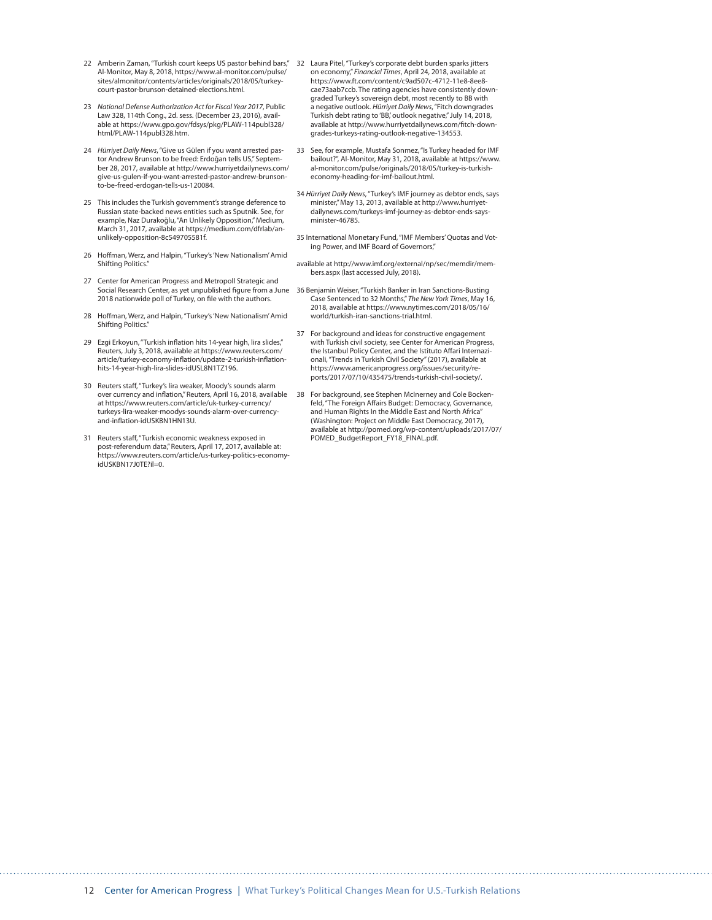22 Amberin Zaman, "Turkish court keeps US pastor behind bars," Al-Monitor, May 8, 2018, https://www.al-monitor.com/pulse/sites/almonitor/contents/articles/originals/2018/05/turkey-court-pastor-brunson-detained-elections.html.

23 *National Defense Authorization Act for Fiscal Year 2017*, Public Law 328, 114th Cong., 2d. sess. (December 23, 2016), available at https://www.gpo.gov/fdsys/pkg/PLAW-114publ328/html/PLAW-114publ328.htm.

24 *Hürriyet Daily News*, "Give us Gülen if you want arrested pastor Andrew Brunson to be freed: Erdoğan tells US," September 28, 2017, available at http://www.hurriyetdailynews.com/give-us-gulen-if-you-want-arrested-pastor-andrew-brunson-to-be-freed-erdogan-tells-us-120084.

25 This includes the Turkish government's strange deference to Russian state-backed news entities such as Sputnik. See, for example, Naz Durakoğlu, "An Unlikely Opposition," Medium, March 31, 2017, available at https://medium.com/dfrlab/an-unlikely-opposition-8c549705581f.

26 Hoffman, Werz, and Halpin, "Turkey's 'New Nationalism' Amid Shifting Politics."

27 Center for American Progress and Metropoll Strategic and Social Research Center, as yet unpublished figure from a June 2018 nationwide poll of Turkey, on file with the authors.

28 Hoffman, Werz, and Halpin, "Turkey's 'New Nationalism' Amid Shifting Politics."

29 Ezgi Erkoyun, "Turkish inflation hits 14-year high, lira slides," Reuters, July 3, 2018, available at https://www.reuters.com/article/turkey-economy-inflation/update-2-turkish-inflation-hits-14-year-high-lira-slides-idUSL8N1TZ196.

30 Reuters staff, "Turkey's lira weaker, Moody's sounds alarm over currency and inflation," Reuters, April 16, 2018, available at https://www.reuters.com/article/uk-turkey-currency/turkeys-lira-weaker-moodys-sounds-alarm-over-currency-and-inflation-idUSKBN1HN13U.

31 Reuters staff, "Turkish economic weakness exposed in post-referendum data," Reuters, April 17, 2017, available at: https://www.reuters.com/article/us-turkey-politics-economy-idUSKBN17J0TE?il=0.

32 Laura Pitel, "Turkey's corporate debt burden sparks jitters on economy," *Financial Times*, April 24, 2018, available at https://www.ft.com/content/c9ad507c-4712-11e8-8ee8-cae73aab7ccb. The rating agencies have consistently downgraded Turkey's sovereign debt, most recently to BB with a negative outlook. *Hürriyet Daily News*, "Fitch downgrades Turkish debt rating to 'BB,' outlook negative," July 14, 2018, available at http://www.hurriyetdailynews.com/fitch-downgrades-turkeys-rating-outlook-negative-134553.

33 See, for example, Mustafa Sonmez, "Is Turkey headed for IMF bailout?", Al-Monitor, May 31, 2018, available at https://www.al-monitor.com/pulse/originals/2018/05/turkey-is-turkish-economy-heading-for-imf-bailout.html.

34 *Hürriyet Daily News*, "Turkey's IMF journey as debtor ends, says minister," May 13, 2013, available at http://www.hurriyetdailynews.com/turkeys-imf-journey-as-debtor-ends-says-minister-46785.

35 International Monetary Fund, "IMF Members' Quotas and Voting Power, and IMF Board of Governors,"

available at http://www.imf.org/external/np/sec/memdir/members.aspx (last accessed July, 2018).

36 Benjamin Weiser, "Turkish Banker in Iran Sanctions-Busting Case Sentenced to 32 Months," *The New York Times*, May 16, 2018, available at https://www.nytimes.com/2018/05/16/world/turkish-iran-sanctions-trial.html.

37 For background and ideas for constructive engagement with Turkish civil society, see Center for American Progress, the Istanbul Policy Center, and the Istituto Affari Internazionali, "Trends in Turkish Civil Society" (2017), available at https://www.americanprogress.org/issues/security/reports/2017/07/10/435475/trends-turkish-civil-society/.

38 For background, see Stephen McInerney and Cole Bockenfeld, "The Foreign Affairs Budget: Democracy, Governance, and Human Rights In the Middle East and North Africa" (Washington: Project on Middle East Democracy, 2017), available at http://pomed.org/wp-content/uploads/2017/07/POMED_BudgetReport_FY18_FINAL.pdf.